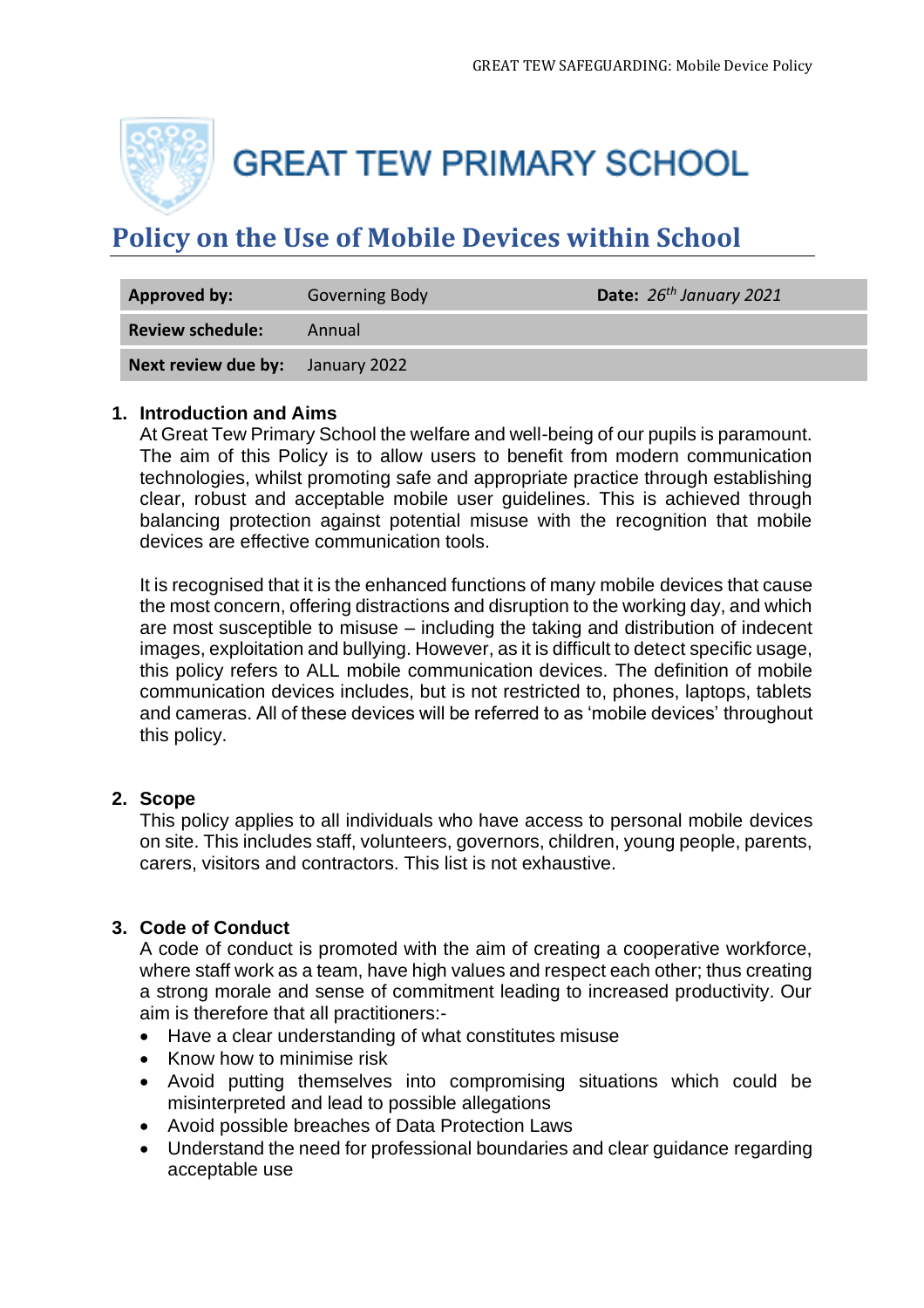# GREAT TEW PRIMARY SCHOOL

## Policy on the Use of Mobile Devices within School

| **Approved by:** | Governing Body | **Date:** *26th January 2021* |
|---|---|---|
| **Review schedule:** | Annual | |
| **Next review due by:** | January 2022 | |

### 1. Introduction and Aims

At Great Tew Primary School the welfare and well-being of our pupils is paramount. The aim of this Policy is to allow users to benefit from modern communication technologies, whilst promoting safe and appropriate practice through establishing clear, robust and acceptable mobile user guidelines. This is achieved through balancing protection against potential misuse with the recognition that mobile devices are effective communication tools.

It is recognised that it is the enhanced functions of many mobile devices that cause the most concern, offering distractions and disruption to the working day, and which are most susceptible to misuse – including the taking and distribution of indecent images, exploitation and bullying. However, as it is difficult to detect specific usage, this policy refers to ALL mobile communication devices. The definition of mobile communication devices includes, but is not restricted to, phones, laptops, tablets and cameras. All of these devices will be referred to as 'mobile devices' throughout this policy.

### 2. Scope

This policy applies to all individuals who have access to personal mobile devices on site. This includes staff, volunteers, governors, children, young people, parents, carers, visitors and contractors. This list is not exhaustive.

### 3. Code of Conduct

A code of conduct is promoted with the aim of creating a cooperative workforce, where staff work as a team, have high values and respect each other; thus creating a strong morale and sense of commitment leading to increased productivity. Our aim is therefore that all practitioners:-

- Have a clear understanding of what constitutes misuse
- Know how to minimise risk
- Avoid putting themselves into compromising situations which could be misinterpreted and lead to possible allegations
- Avoid possible breaches of Data Protection Laws
- Understand the need for professional boundaries and clear guidance regarding acceptable use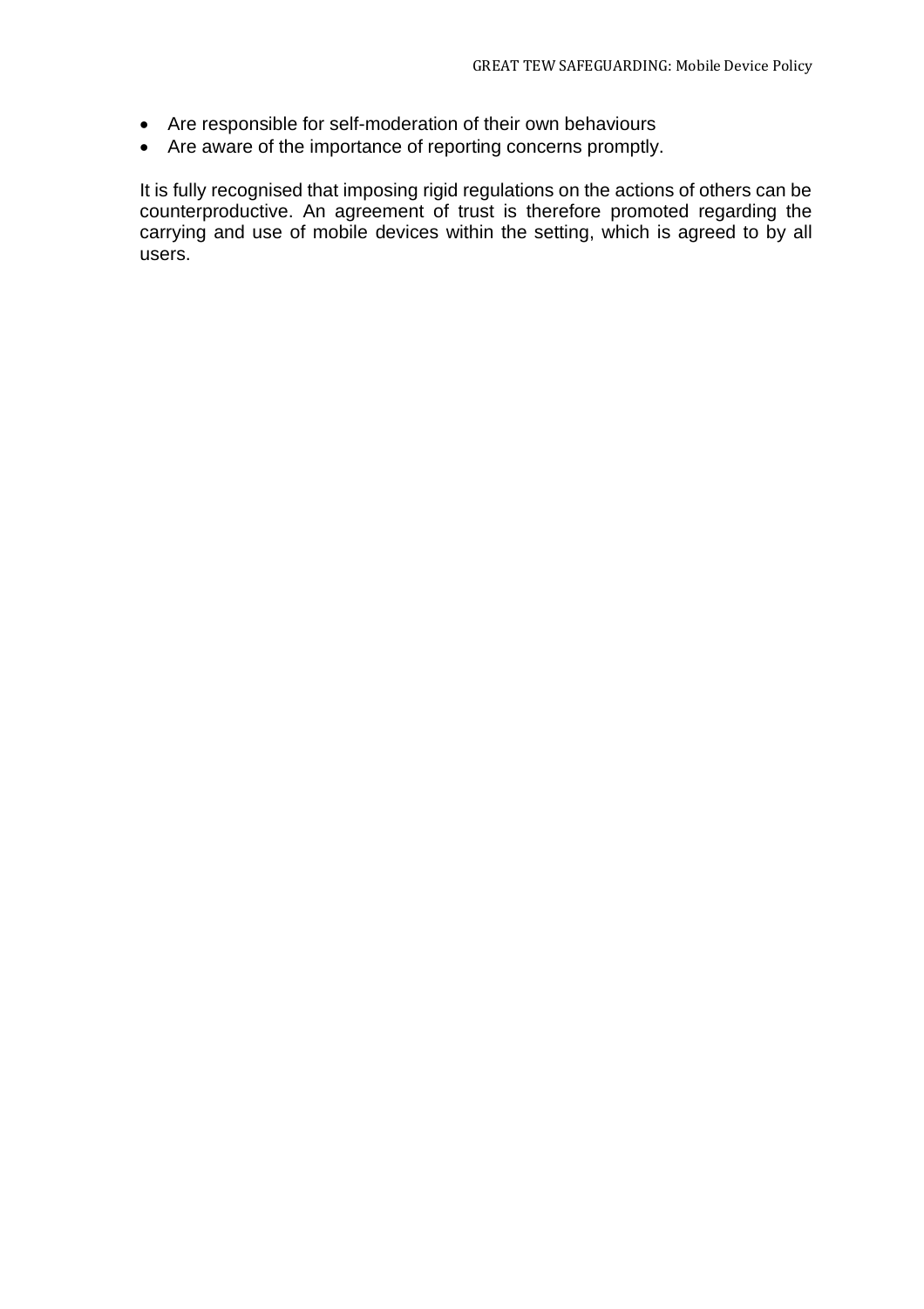- Are responsible for self-moderation of their own behaviours
- Are aware of the importance of reporting concerns promptly.

It is fully recognised that imposing rigid regulations on the actions of others can be counterproductive. An agreement of trust is therefore promoted regarding the carrying and use of mobile devices within the setting, which is agreed to by all users.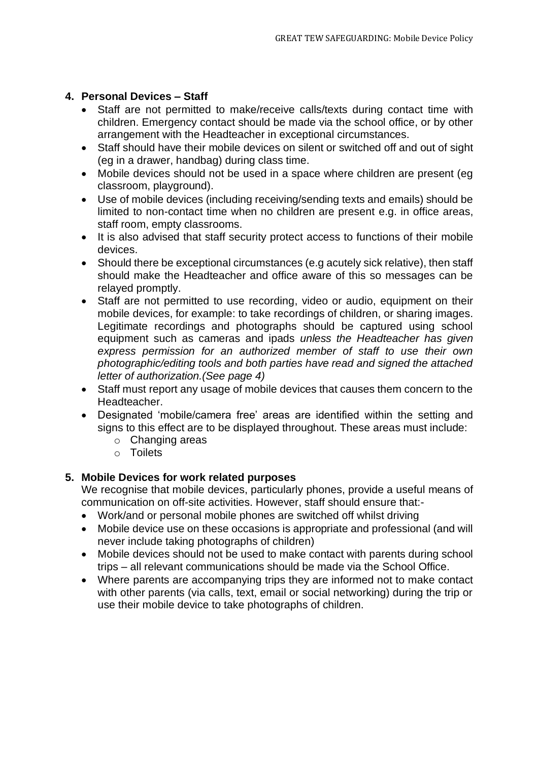## 4. Personal Devices – Staff

- Staff are not permitted to make/receive calls/texts during contact time with children. Emergency contact should be made via the school office, or by other arrangement with the Headteacher in exceptional circumstances.
- Staff should have their mobile devices on silent or switched off and out of sight (eg in a drawer, handbag) during class time.
- Mobile devices should not be used in a space where children are present (eg classroom, playground).
- Use of mobile devices (including receiving/sending texts and emails) should be limited to non-contact time when no children are present e.g. in office areas, staff room, empty classrooms.
- It is also advised that staff security protect access to functions of their mobile devices.
- Should there be exceptional circumstances (e.g acutely sick relative), then staff should make the Headteacher and office aware of this so messages can be relayed promptly.
- Staff are not permitted to use recording, video or audio, equipment on their mobile devices, for example: to take recordings of children, or sharing images. Legitimate recordings and photographs should be captured using school equipment such as cameras and ipads *unless the Headteacher has given express permission for an authorized member of staff to use their own photographic/editing tools and both parties have read and signed the attached letter of authorization.(See page 4)*
- Staff must report any usage of mobile devices that causes them concern to the Headteacher.
- Designated 'mobile/camera free' areas are identified within the setting and signs to this effect are to be displayed throughout. These areas must include:
  - Changing areas
  - Toilets

## 5. Mobile Devices for work related purposes

We recognise that mobile devices, particularly phones, provide a useful means of communication on off-site activities. However, staff should ensure that:-

- Work/and or personal mobile phones are switched off whilst driving
- Mobile device use on these occasions is appropriate and professional (and will never include taking photographs of children)
- Mobile devices should not be used to make contact with parents during school trips – all relevant communications should be made via the School Office.
- Where parents are accompanying trips they are informed not to make contact with other parents (via calls, text, email or social networking) during the trip or use their mobile device to take photographs of children.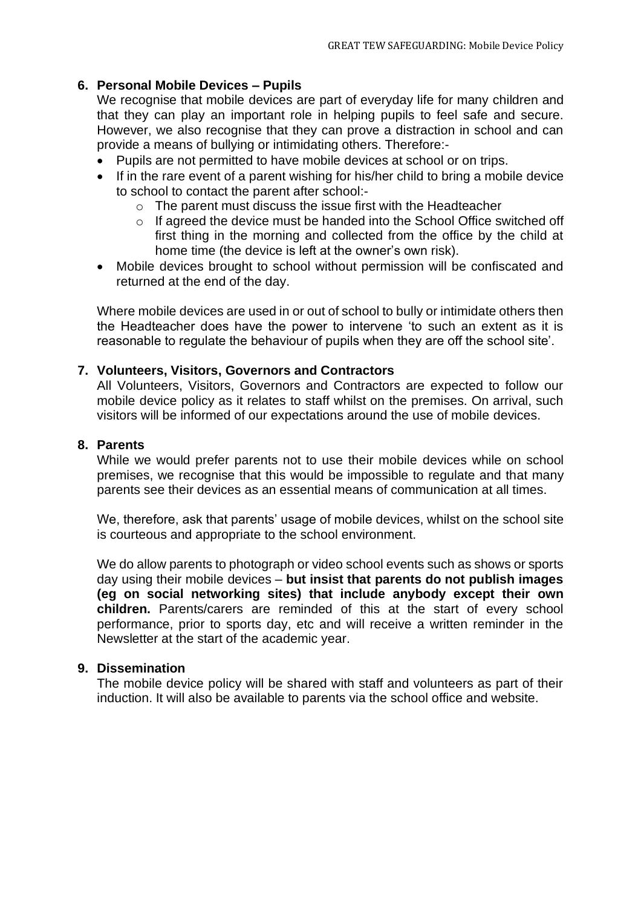## 6. Personal Mobile Devices – Pupils

We recognise that mobile devices are part of everyday life for many children and that they can play an important role in helping pupils to feel safe and secure. However, we also recognise that they can prove a distraction in school and can provide a means of bullying or intimidating others. Therefore:-

- Pupils are not permitted to have mobile devices at school or on trips.
- If in the rare event of a parent wishing for his/her child to bring a mobile device to school to contact the parent after school:-
  - The parent must discuss the issue first with the Headteacher
  - If agreed the device must be handed into the School Office switched off first thing in the morning and collected from the office by the child at home time (the device is left at the owner's own risk).
- Mobile devices brought to school without permission will be confiscated and returned at the end of the day.

Where mobile devices are used in or out of school to bully or intimidate others then the Headteacher does have the power to intervene 'to such an extent as it is reasonable to regulate the behaviour of pupils when they are off the school site'.

## 7. Volunteers, Visitors, Governors and Contractors

All Volunteers, Visitors, Governors and Contractors are expected to follow our mobile device policy as it relates to staff whilst on the premises. On arrival, such visitors will be informed of our expectations around the use of mobile devices.

## 8. Parents

While we would prefer parents not to use their mobile devices while on school premises, we recognise that this would be impossible to regulate and that many parents see their devices as an essential means of communication at all times.

We, therefore, ask that parents' usage of mobile devices, whilst on the school site is courteous and appropriate to the school environment.

We do allow parents to photograph or video school events such as shows or sports day using their mobile devices – **but insist that parents do not publish images (eg on social networking sites) that include anybody except their own children.** Parents/carers are reminded of this at the start of every school performance, prior to sports day, etc and will receive a written reminder in the Newsletter at the start of the academic year.

## 9. Dissemination

The mobile device policy will be shared with staff and volunteers as part of their induction. It will also be available to parents via the school office and website.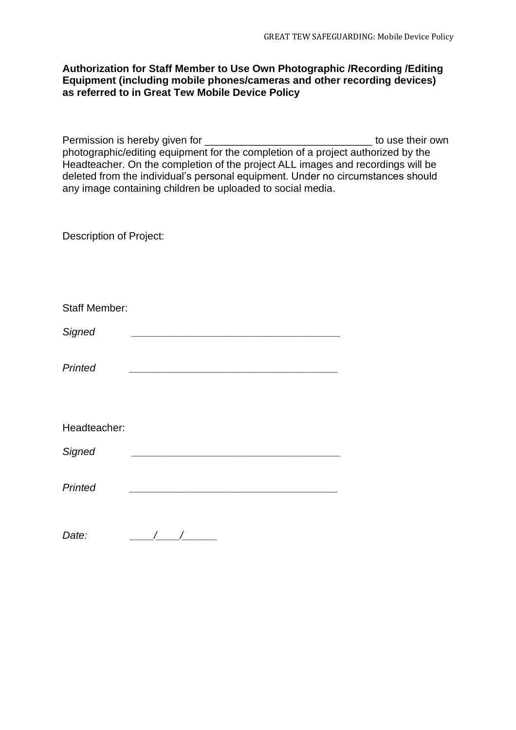**Authorization for Staff Member to Use Own Photographic /Recording /Editing Equipment (including mobile phones/cameras and other recording devices) as referred to in Great Tew Mobile Device Policy**

Permission is hereby given for ____________________________ to use their own photographic/editing equipment for the completion of a project authorized by the Headteacher. On the completion of the project ALL images and recordings will be deleted from the individual's personal equipment. Under no circumstances should any image containing children be uploaded to social media.

Description of Project:

Staff Member:

*Signed* ___________________________________

*Printed* ___________________________________

Headteacher:

*Signed* ___________________________________

*Printed* ___________________________________

*Date:* ____/____/______